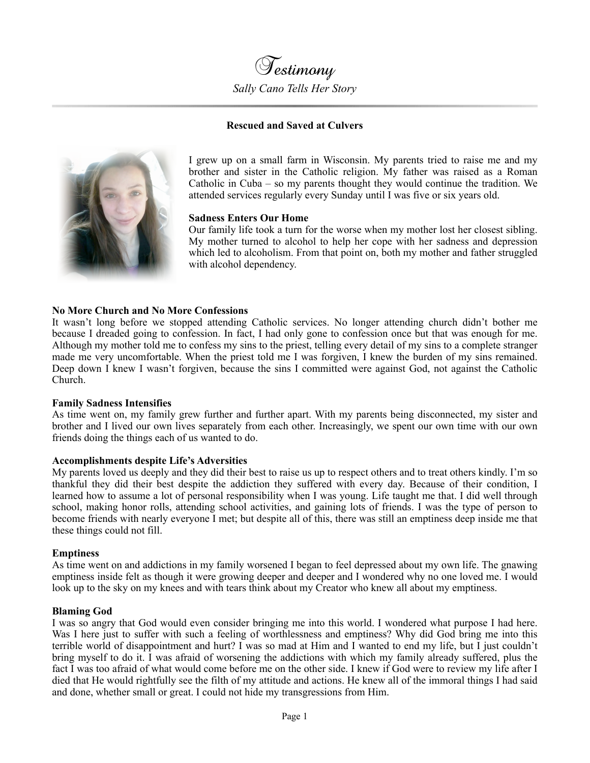# *Testimony*

*Sally Cano Tells Her Story*

**Rescued and Saved at Culvers**

I grew up on a small farm in Wisconsin. My parents tried to raise me and my brother and sister in the Catholic religion. My father was raised as a Roman Catholic in Cuba – so my parents thought they would continue the tradition. We attended services regularly every Sunday until I was five or six years old.

**Sadness Enters Our Home**

Our family life took a turn for the worse when my mother lost her closest sibling. My mother turned to alcohol to help her cope with her sadness and depression which led to alcoholism. From that point on, both my mother and father struggled with alcohol dependency.

**No More Church and No More Confessions**

It wasn't long before we stopped attending Catholic services. No longer attending church didn't bother me because I dreaded going to confession. In fact, I had only gone to confession once but that was enough for me. Although my mother told me to confess my sins to the priest, telling every detail of my sins to a complete stranger made me very uncomfortable. When the priest told me I was forgiven, I knew the burden of my sins remained. Deep down I knew I wasn't forgiven, because the sins I committed were against God, not against the Catholic Church.

**Family Sadness Intensifies**

As time went on, my family grew further and further apart. With my parents being disconnected, my sister and brother and I lived our own lives separately from each other. Increasingly, we spent our own time with our own friends doing the things each of us wanted to do.

**Accomplishments despite Life's Adversities**

My parents loved us deeply and they did their best to raise us up to respect others and to treat others kindly. I'm so thankful they did their best despite the addiction they suffered with every day. Because of their condition, I learned how to assume a lot of personal responsibility when I was young. Life taught me that. I did well through school, making honor rolls, attending school activities, and gaining lots of friends. I was the type of person to become friends with nearly everyone I met; but despite all of this, there was still an emptiness deep inside me that these things could not fill.

**Emptiness**

As time went on and addictions in my family worsened I began to feel depressed about my own life. The gnawing emptiness inside felt as though it were growing deeper and deeper and I wondered why no one loved me. I would look up to the sky on my knees and with tears think about my Creator who knew all about my emptiness.

**Blaming God**

I was so angry that God would even consider bringing me into this world. I wondered what purpose I had here. Was I here just to suffer with such a feeling of worthlessness and emptiness? Why did God bring me into this terrible world of disappointment and hurt? I was so mad at Him and I wanted to end my life, but I just couldn't bring myself to do it. I was afraid of worsening the addictions with which my family already suffered, plus the fact I was too afraid of what would come before me on the other side. I knew if God were to review my life after I died that He would rightfully see the filth of my attitude and actions. He knew all of the immoral things I had said and done, whether small or great. I could not hide my transgressions from Him.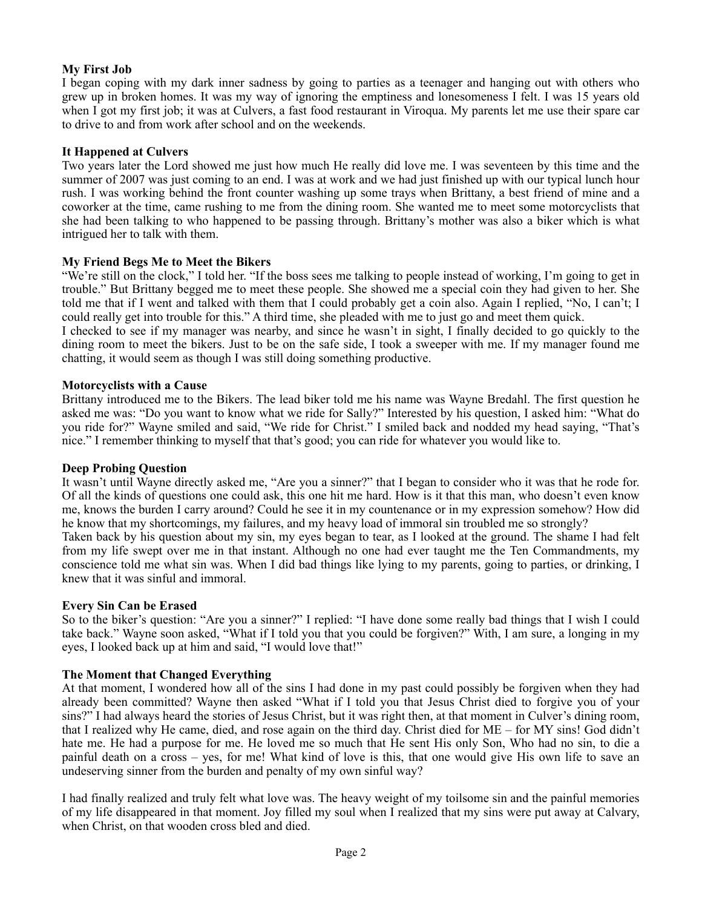### My First Job

I began coping with my dark inner sadness by going to parties as a teenager and hanging out with others who grew up in broken homes. It was my way of ignoring the emptiness and lonesomeness I felt. I was 15 years old when I got my first job; it was at Culvers, a fast food restaurant in Viroqua. My parents let me use their spare car to drive to and from work after school and on the weekends.

### It Happened at Culvers

Two years later the Lord showed me just how much He really did love me. I was seventeen by this time and the summer of 2007 was just coming to an end. I was at work and we had just finished up with our typical lunch hour rush. I was working behind the front counter washing up some trays when Brittany, a best friend of mine and a coworker at the time, came rushing to me from the dining room. She wanted me to meet some motorcyclists that she had been talking to who happened to be passing through. Brittany's mother was also a biker which is what intrigued her to talk with them.

### My Friend Begs Me to Meet the Bikers

"We're still on the clock," I told her. "If the boss sees me talking to people instead of working, I'm going to get in trouble." But Brittany begged me to meet these people. She showed me a special coin they had given to her. She told me that if I went and talked with them that I could probably get a coin also. Again I replied, "No, I can't; I could really get into trouble for this." A third time, she pleaded with me to just go and meet them quick.

I checked to see if my manager was nearby, and since he wasn't in sight, I finally decided to go quickly to the dining room to meet the bikers. Just to be on the safe side, I took a sweeper with me. If my manager found me chatting, it would seem as though I was still doing something productive.

### Motorcyclists with a Cause

Brittany introduced me to the Bikers. The lead biker told me his name was Wayne Bredahl. The first question he asked me was: "Do you want to know what we ride for Sally?" Interested by his question, I asked him: "What do you ride for?" Wayne smiled and said, "We ride for Christ." I smiled back and nodded my head saying, "That's nice." I remember thinking to myself that that's good; you can ride for whatever you would like to.

### Deep Probing Question

It wasn't until Wayne directly asked me, "Are you a sinner?" that I began to consider who it was that he rode for. Of all the kinds of questions one could ask, this one hit me hard. How is it that this man, who doesn't even know me, knows the burden I carry around? Could he see it in my countenance or in my expression somehow? How did he know that my shortcomings, my failures, and my heavy load of immoral sin troubled me so strongly?

Taken back by his question about my sin, my eyes began to tear, as I looked at the ground. The shame I had felt from my life swept over me in that instant. Although no one had ever taught me the Ten Commandments, my conscience told me what sin was. When I did bad things like lying to my parents, going to parties, or drinking, I knew that it was sinful and immoral.

### Every Sin Can be Erased

So to the biker's question: "Are you a sinner?" I replied: "I have done some really bad things that I wish I could take back." Wayne soon asked, "What if I told you that you could be forgiven?" With, I am sure, a longing in my eyes, I looked back up at him and said, "I would love that!"

### The Moment that Changed Everything

At that moment, I wondered how all of the sins I had done in my past could possibly be forgiven when they had already been committed? Wayne then asked "What if I told you that Jesus Christ died to forgive you of your sins?" I had always heard the stories of Jesus Christ, but it was right then, at that moment in Culver's dining room, that I realized why He came, died, and rose again on the third day. Christ died for ME – for MY sins! God didn't hate me. He had a purpose for me. He loved me so much that He sent His only Son, Who had no sin, to die a painful death on a cross – yes, for me! What kind of love is this, that one would give His own life to save an undeserving sinner from the burden and penalty of my own sinful way?

I had finally realized and truly felt what love was. The heavy weight of my toilsome sin and the painful memories of my life disappeared in that moment. Joy filled my soul when I realized that my sins were put away at Calvary, when Christ, on that wooden cross bled and died.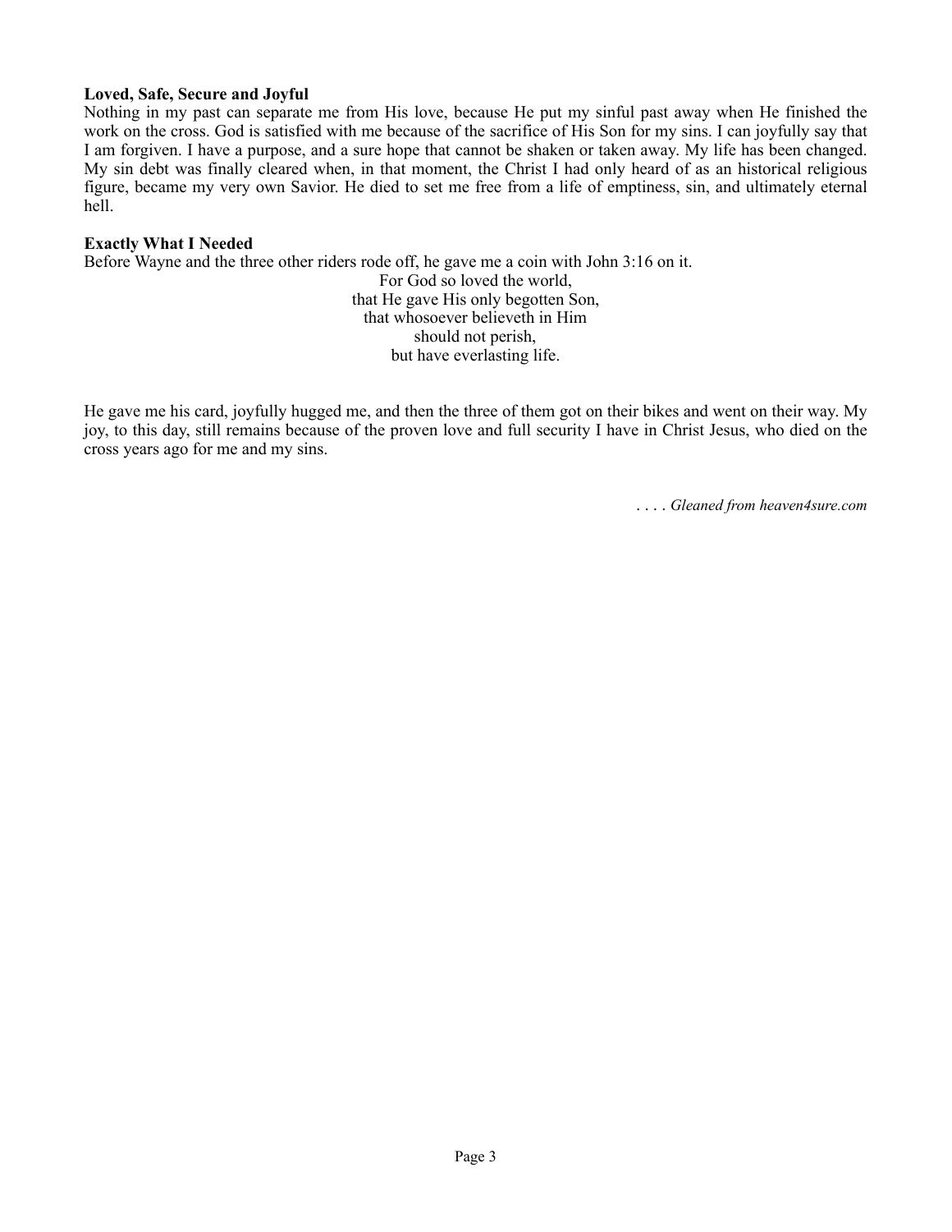**Loved, Safe, Secure and Joyful**

Nothing in my past can separate me from His love, because He put my sinful past away when He finished the work on the cross. God is satisfied with me because of the sacrifice of His Son for my sins. I can joyfully say that I am forgiven. I have a purpose, and a sure hope that cannot be shaken or taken away. My life has been changed. My sin debt was finally cleared when, in that moment, the Christ I had only heard of as an historical religious figure, became my very own Savior. He died to set me free from a life of emptiness, sin, and ultimately eternal hell.

**Exactly What I Needed**

Before Wayne and the three other riders rode off, he gave me a coin with John 3:16 on it.

For God so loved the world,
that He gave His only begotten Son,
that whosoever believeth in Him
should not perish,
but have everlasting life.

He gave me his card, joyfully hugged me, and then the three of them got on their bikes and went on their way. My joy, to this day, still remains because of the proven love and full security I have in Christ Jesus, who died on the cross years ago for me and my sins.

. . . . *Gleaned from heaven4sure.com*